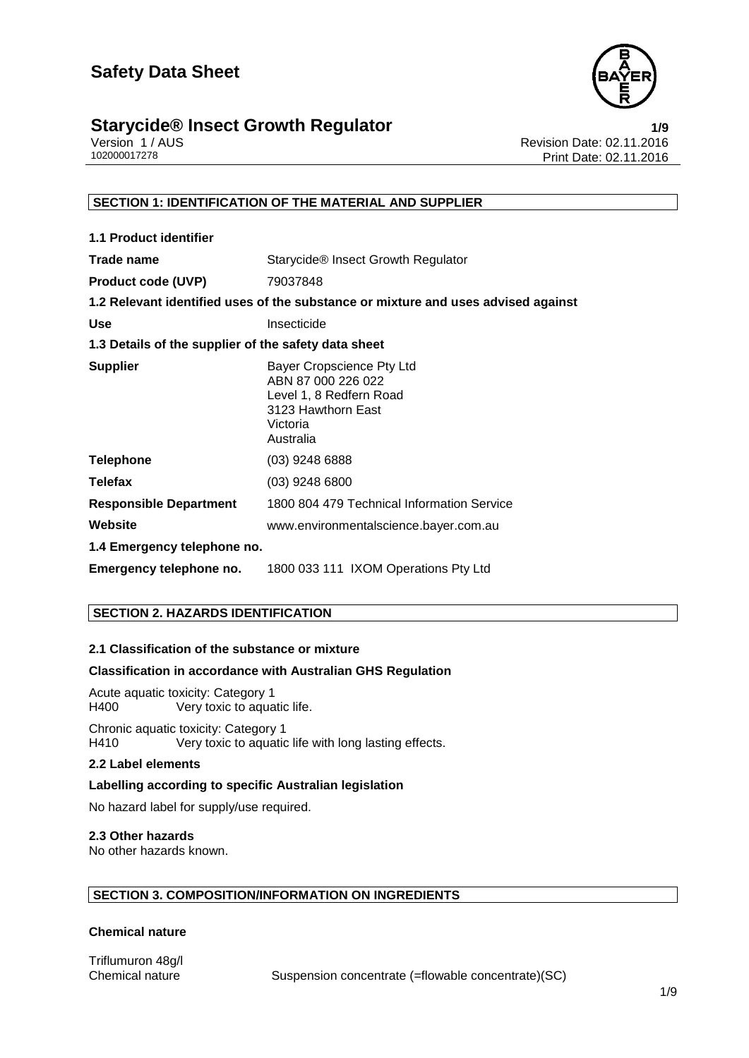# Safety Data Sheet

## Starycide® Insect Growth Regulator

Version 1 / AUS
102000017278

Revision Date: 02.11.2016
Print Date: 02.11.2016

### SECTION 1: IDENTIFICATION OF THE MATERIAL AND SUPPLIER

**1.1 Product identifier**

| | |
|---|---|
| **Trade name** | Starycide® Insect Growth Regulator |
| **Product code (UVP)** | 79037848 |

**1.2 Relevant identified uses of the substance or mixture and uses advised against**

| | |
|---|---|
| **Use** | Insecticide |

**1.3 Details of the supplier of the safety data sheet**

| | |
|---|---|
| **Supplier** | Bayer Cropscience Pty Ltd<br>ABN 87 000 226 022<br>Level 1, 8 Redfern Road<br>3123 Hawthorn East<br>Victoria<br>Australia |
| **Telephone** | (03) 9248 6888 |
| **Telefax** | (03) 9248 6800 |
| **Responsible Department** | 1800 804 479 Technical Information Service |
| **Website** | www.environmentalscience.bayer.com.au |

**1.4 Emergency telephone no.**

| | |
|---|---|
| **Emergency telephone no.** | 1800 033 111 IXOM Operations Pty Ltd |

### SECTION 2. HAZARDS IDENTIFICATION

**2.1 Classification of the substance or mixture**

**Classification in accordance with Australian GHS Regulation**

Acute aquatic toxicity: Category 1
H400 Very toxic to aquatic life.

Chronic aquatic toxicity: Category 1
H410 Very toxic to aquatic life with long lasting effects.

**2.2 Label elements**

**Labelling according to specific Australian legislation**

No hazard label for supply/use required.

**2.3 Other hazards**

No other hazards known.

### SECTION 3. COMPOSITION/INFORMATION ON INGREDIENTS

**Chemical nature**

Triflumuron 48g/l

| | |
|---|---|
| Chemical nature | Suspension concentrate (=flowable concentrate)(SC) |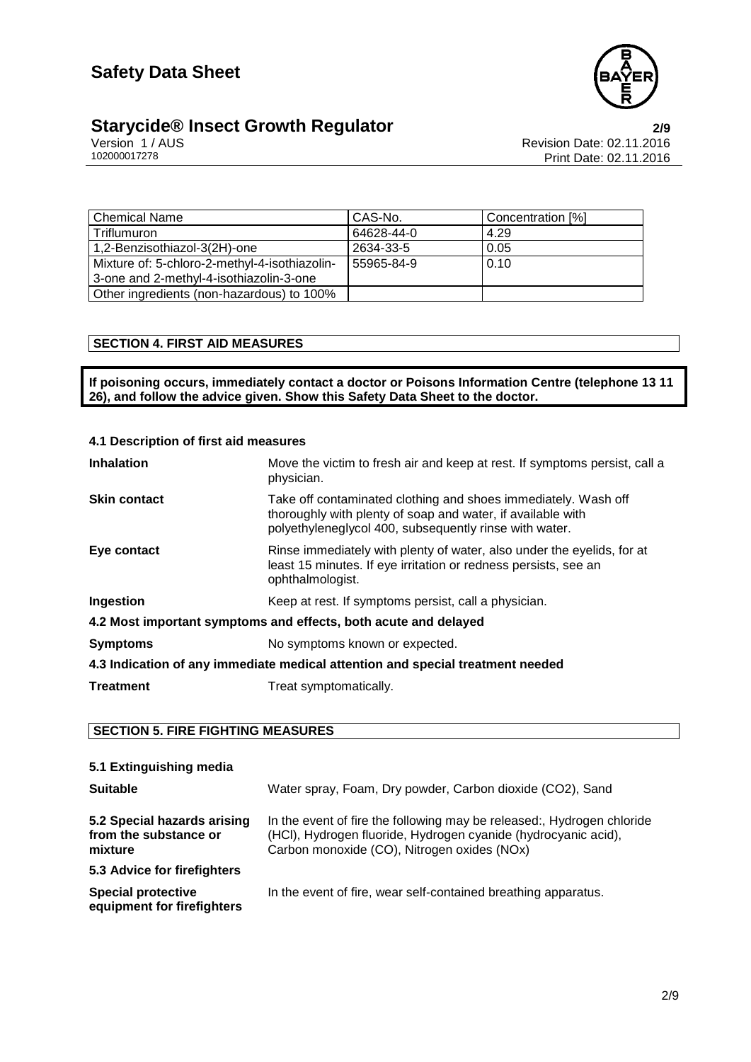| Chemical Name | CAS-No. | Concentration [%] |
|---|---|---|
| Triflumuron | 64628-44-0 | 4.29 |
| 1,2-Benzisothiazol-3(2H)-one | 2634-33-5 | 0.05 |
| Mixture of: 5-chloro-2-methyl-4-isothiazolin-3-one and 2-methyl-4-isothiazolin-3-one | 55965-84-9 | 0.10 |
| Other ingredients (non-hazardous) to 100% | | |

## SECTION 4. FIRST AID MEASURES

**If poisoning occurs, immediately contact a doctor or Poisons Information Centre (telephone 13 11 26), and follow the advice given. Show this Safety Data Sheet to the doctor.**

### 4.1 Description of first aid measures

**Inhalation**: Move the victim to fresh air and keep at rest. If symptoms persist, call a physician.

**Skin contact**: Take off contaminated clothing and shoes immediately. Wash off thoroughly with plenty of soap and water, if available with polyethyleneglycol 400, subsequently rinse with water.

**Eye contact**: Rinse immediately with plenty of water, also under the eyelids, for at least 15 minutes. If eye irritation or redness persists, see an ophthalmologist.

**Ingestion**: Keep at rest. If symptoms persist, call a physician.

### 4.2 Most important symptoms and effects, both acute and delayed

**Symptoms**: No symptoms known or expected.

### 4.3 Indication of any immediate medical attention and special treatment needed

**Treatment**: Treat symptomatically.

## SECTION 5. FIRE FIGHTING MEASURES

### 5.1 Extinguishing media

**Suitable**: Water spray, Foam, Dry powder, Carbon dioxide ($CO_2$), Sand

**5.2 Special hazards arising from the substance or mixture**: In the event of fire the following may be released:, Hydrogen chloride (HCl), Hydrogen fluoride, Hydrogen cyanide (hydrocyanic acid), Carbon monoxide (CO), Nitrogen oxides (NOx)

### 5.3 Advice for firefighters

**Special protective equipment for firefighters**: In the event of fire, wear self-contained breathing apparatus.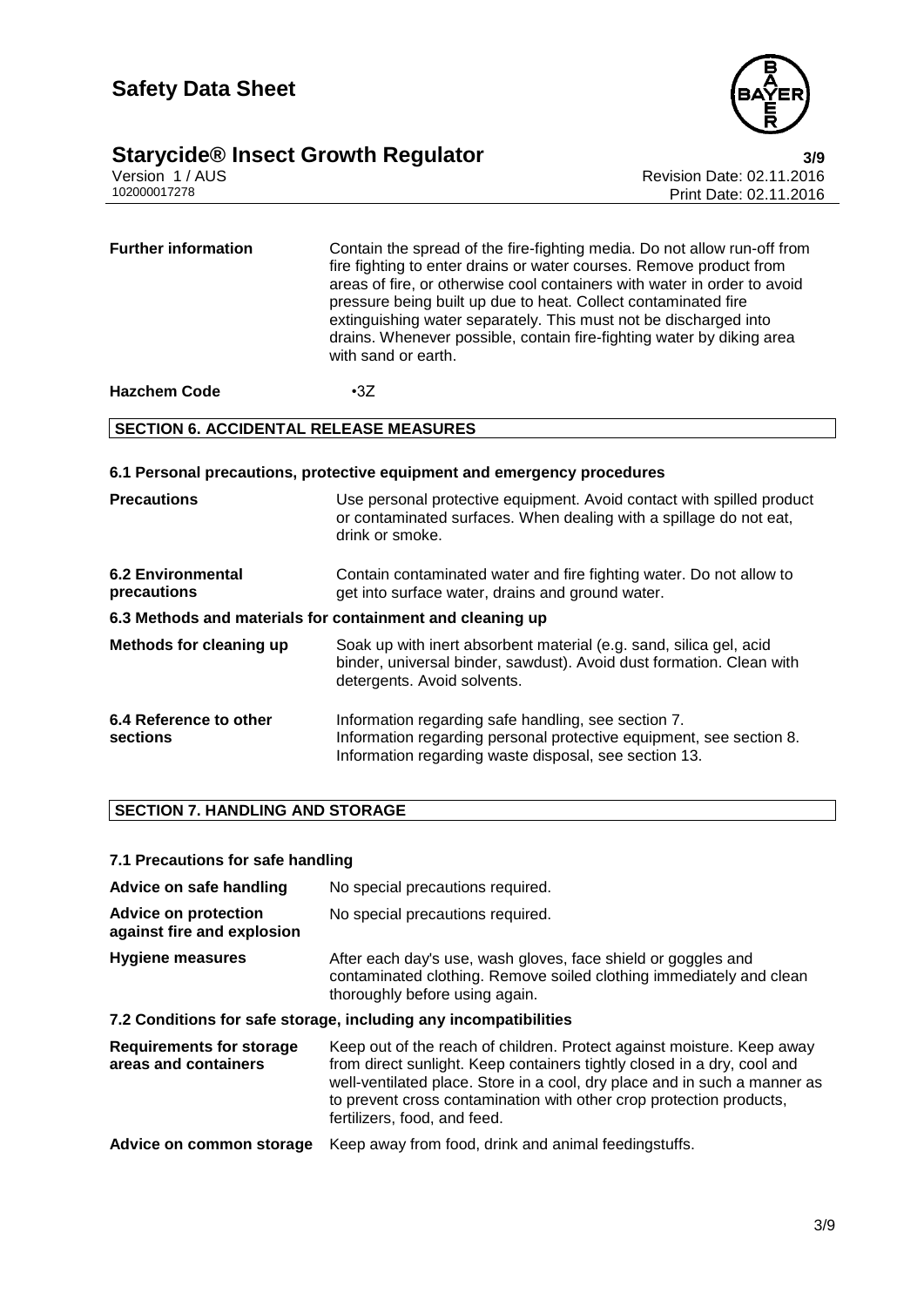| | |
|---|---|
| **Further information** | Contain the spread of the fire-fighting media. Do not allow run-off from fire fighting to enter drains or water courses. Remove product from areas of fire, or otherwise cool containers with water in order to avoid pressure being built up due to heat. Collect contaminated fire extinguishing water separately. This must not be discharged into drains. Whenever possible, contain fire-fighting water by diking area with sand or earth. |
| **Hazchem Code** | •3Z |

## SECTION 6. ACCIDENTAL RELEASE MEASURES

### 6.1 Personal precautions, protective equipment and emergency procedures

| | |
|---|---|
| **Precautions** | Use personal protective equipment. Avoid contact with spilled product or contaminated surfaces. When dealing with a spillage do not eat, drink or smoke. |
| **6.2 Environmental precautions** | Contain contaminated water and fire fighting water. Do not allow to get into surface water, drains and ground water. |

### 6.3 Methods and materials for containment and cleaning up

| | |
|---|---|
| **Methods for cleaning up** | Soak up with inert absorbent material (e.g. sand, silica gel, acid binder, universal binder, sawdust). Avoid dust formation. Clean with detergents. Avoid solvents. |
| **6.4 Reference to other sections** | Information regarding safe handling, see section 7.<br>Information regarding personal protective equipment, see section 8.<br>Information regarding waste disposal, see section 13. |

## SECTION 7. HANDLING AND STORAGE

### 7.1 Precautions for safe handling

| | |
|---|---|
| **Advice on safe handling** | No special precautions required. |
| **Advice on protection against fire and explosion** | No special precautions required. |
| **Hygiene measures** | After each day's use, wash gloves, face shield or goggles and contaminated clothing. Remove soiled clothing immediately and clean thoroughly before using again. |

### 7.2 Conditions for safe storage, including any incompatibilities

| | |
|---|---|
| **Requirements for storage areas and containers** | Keep out of the reach of children. Protect against moisture. Keep away from direct sunlight. Keep containers tightly closed in a dry, cool and well-ventilated place. Store in a cool, dry place and in such a manner as to prevent cross contamination with other crop protection products, fertilizers, food, and feed. |
| **Advice on common storage** | Keep away from food, drink and animal feedingstuffs. |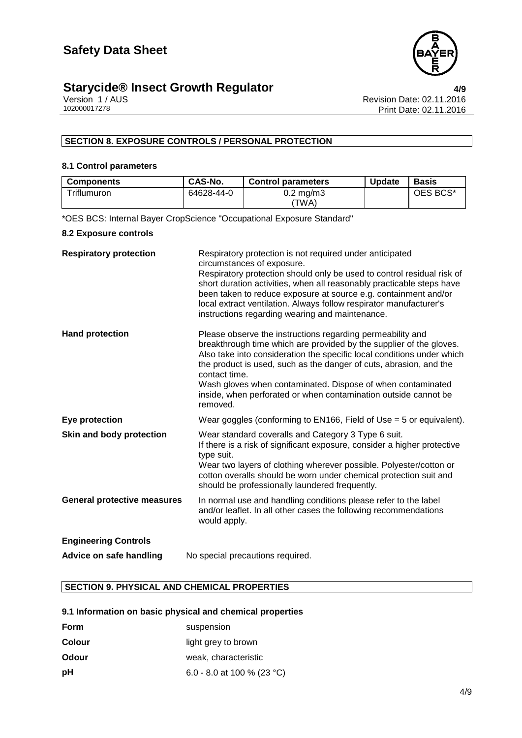## SECTION 8. EXPOSURE CONTROLS / PERSONAL PROTECTION

### 8.1 Control parameters

| Components | CAS-No. | Control parameters | Update | Basis |
|---|---|---|---|---|
| Triflumuron | 64628-44-0 | 0.2 mg/m3 (TWA) | | OES BCS* |

*OES BCS: Internal Bayer CropScience "Occupational Exposure Standard"

### 8.2 Exposure controls

**Respiratory protection** — Respiratory protection is not required under anticipated circumstances of exposure.
Respiratory protection should only be used to control residual risk of short duration activities, when all reasonably practicable steps have been taken to reduce exposure at source e.g. containment and/or local extract ventilation. Always follow respirator manufacturer's instructions regarding wearing and maintenance.

**Hand protection** — Please observe the instructions regarding permeability and breakthrough time which are provided by the supplier of the gloves. Also take into consideration the specific local conditions under which the product is used, such as the danger of cuts, abrasion, and the contact time.
Wash gloves when contaminated. Dispose of when contaminated inside, when perforated or when contamination outside cannot be removed.

**Eye protection** — Wear goggles (conforming to EN166, Field of Use = 5 or equivalent).

**Skin and body protection** — Wear standard coveralls and Category 3 Type 6 suit.
If there is a risk of significant exposure, consider a higher protective type suit.
Wear two layers of clothing wherever possible. Polyester/cotton or cotton overalls should be worn under chemical protection suit and should be professionally laundered frequently.

**General protective measures** — In normal use and handling conditions please refer to the label and/or leaflet. In all other cases the following recommendations would apply.

**Engineering Controls**

**Advice on safe handling** — No special precautions required.

## SECTION 9. PHYSICAL AND CHEMICAL PROPERTIES

### 9.1 Information on basic physical and chemical properties

| | |
|---|---|
| **Form** | suspension |
| **Colour** | light grey to brown |
| **Odour** | weak, characteristic |
| **pH** | 6.0 - 8.0 at 100 % (23 °C) |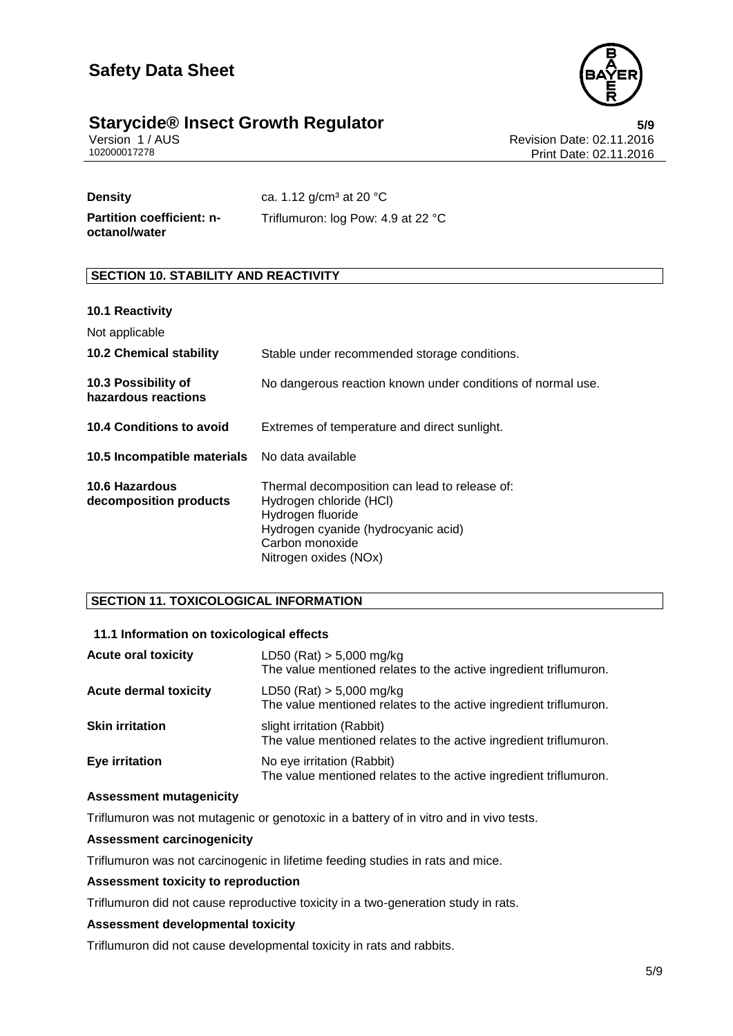| | |
|---|---|
| **Density** | ca. 1.12 g/cm³ at 20 °C |
| **Partition coefficient: n-octanol/water** | Triflumuron: log Pow: 4.9 at 22 °C |

## SECTION 10. STABILITY AND REACTIVITY

**10.1 Reactivity**

Not applicable

| | |
|---|---|
| **10.2 Chemical stability** | Stable under recommended storage conditions. |
| **10.3 Possibility of hazardous reactions** | No dangerous reaction known under conditions of normal use. |
| **10.4 Conditions to avoid** | Extremes of temperature and direct sunlight. |
| **10.5 Incompatible materials** | No data available |
| **10.6 Hazardous decomposition products** | Thermal decomposition can lead to release of:<br>Hydrogen chloride (HCl)<br>Hydrogen fluoride<br>Hydrogen cyanide (hydrocyanic acid)<br>Carbon monoxide<br>Nitrogen oxides (NOx) |

## SECTION 11. TOXICOLOGICAL INFORMATION

**11.1 Information on toxicological effects**

| | |
|---|---|
| **Acute oral toxicity** | LD50 (Rat) > 5,000 mg/kg<br>The value mentioned relates to the active ingredient triflumuron. |
| **Acute dermal toxicity** | LD50 (Rat) > 5,000 mg/kg<br>The value mentioned relates to the active ingredient triflumuron. |
| **Skin irritation** | slight irritation (Rabbit)<br>The value mentioned relates to the active ingredient triflumuron. |
| **Eye irritation** | No eye irritation (Rabbit)<br>The value mentioned relates to the active ingredient triflumuron. |

**Assessment mutagenicity**

Triflumuron was not mutagenic or genotoxic in a battery of in vitro and in vivo tests.

**Assessment carcinogenicity**

Triflumuron was not carcinogenic in lifetime feeding studies in rats and mice.

**Assessment toxicity to reproduction**

Triflumuron did not cause reproductive toxicity in a two-generation study in rats.

**Assessment developmental toxicity**

Triflumuron did not cause developmental toxicity in rats and rabbits.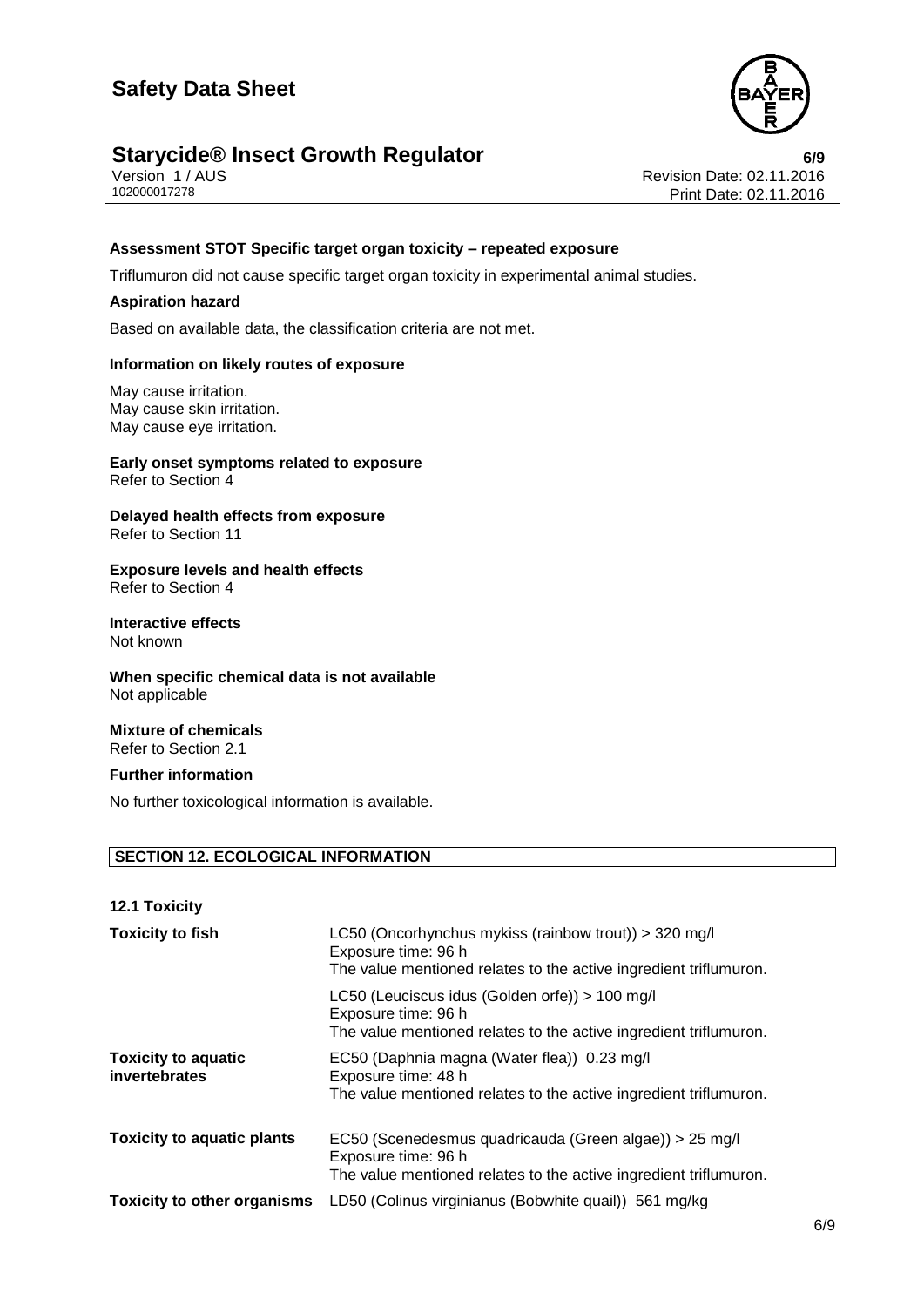**Assessment STOT Specific target organ toxicity – repeated exposure**

Triflumuron did not cause specific target organ toxicity in experimental animal studies.

**Aspiration hazard**

Based on available data, the classification criteria are not met.

**Information on likely routes of exposure**

May cause irritation.
May cause skin irritation.
May cause eye irritation.

**Early onset symptoms related to exposure**
Refer to Section 4

**Delayed health effects from exposure**
Refer to Section 11

**Exposure levels and health effects**
Refer to Section 4

**Interactive effects**
Not known

**When specific chemical data is not available**
Not applicable

**Mixture of chemicals**
Refer to Section 2.1

**Further information**

No further toxicological information is available.

## SECTION 12. ECOLOGICAL INFORMATION

**12.1 Toxicity**

| | |
|---|---|
| **Toxicity to fish** | LC50 (Oncorhynchus mykiss (rainbow trout)) > 320 mg/l<br>Exposure time: 96 h<br>The value mentioned relates to the active ingredient triflumuron. |
| | LC50 (Leuciscus idus (Golden orfe)) > 100 mg/l<br>Exposure time: 96 h<br>The value mentioned relates to the active ingredient triflumuron. |
| **Toxicity to aquatic invertebrates** | EC50 (Daphnia magna (Water flea)) 0.23 mg/l<br>Exposure time: 48 h<br>The value mentioned relates to the active ingredient triflumuron. |
| **Toxicity to aquatic plants** | EC50 (Scenedesmus quadricauda (Green algae)) > 25 mg/l<br>Exposure time: 96 h<br>The value mentioned relates to the active ingredient triflumuron. |
| **Toxicity to other organisms** | LD50 (Colinus virginianus (Bobwhite quail)) 561 mg/kg |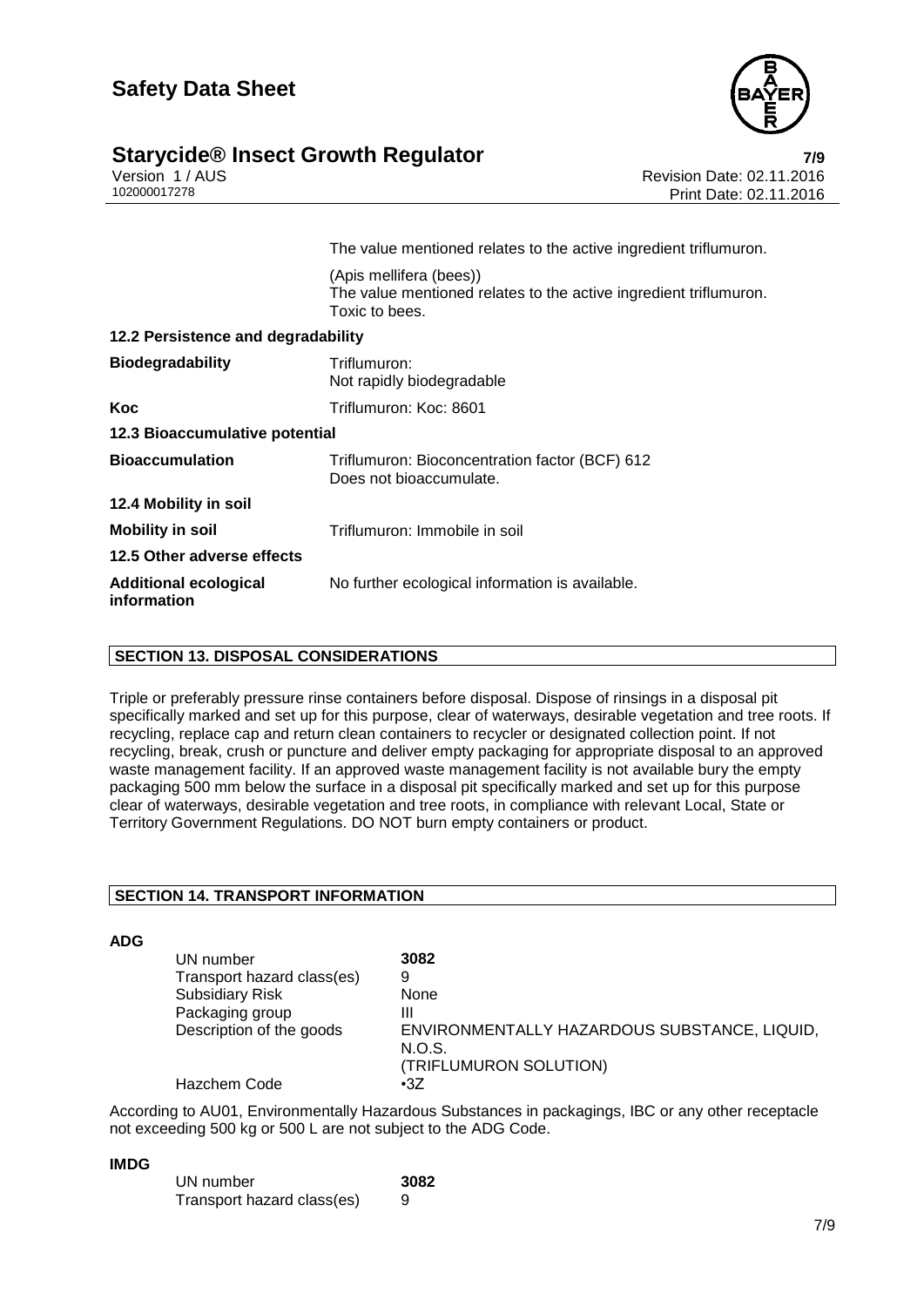The value mentioned relates to the active ingredient triflumuron.

(Apis mellifera (bees))
The value mentioned relates to the active ingredient triflumuron.
Toxic to bees.

**12.2 Persistence and degradability**

| | |
|---|---|
| **Biodegradability** | Triflumuron: Not rapidly biodegradable |
| **Koc** | Triflumuron: Koc: 8601 |

**12.3 Bioaccumulative potential**

| | |
|---|---|
| **Bioaccumulation** | Triflumuron: Bioconcentration factor (BCF) 612 Does not bioaccumulate. |

**12.4 Mobility in soil**

| | |
|---|---|
| **Mobility in soil** | Triflumuron: Immobile in soil |

**12.5 Other adverse effects**

| | |
|---|---|
| **Additional ecological information** | No further ecological information is available. |

## SECTION 13. DISPOSAL CONSIDERATIONS

Triple or preferably pressure rinse containers before disposal. Dispose of rinsings in a disposal pit specifically marked and set up for this purpose, clear of waterways, desirable vegetation and tree roots. If recycling, replace cap and return clean containers to recycler or designated collection point. If not recycling, break, crush or puncture and deliver empty packaging for appropriate disposal to an approved waste management facility. If an approved waste management facility is not available bury the empty packaging 500 mm below the surface in a disposal pit specifically marked and set up for this purpose clear of waterways, desirable vegetation and tree roots, in compliance with relevant Local, State or Territory Government Regulations. DO NOT burn empty containers or product.

## SECTION 14. TRANSPORT INFORMATION

**ADG**

| | |
|---|---|
| UN number | **3082** |
| Transport hazard class(es) | 9 |
| Subsidiary Risk | None |
| Packaging group | III |
| Description of the goods | ENVIRONMENTALLY HAZARDOUS SUBSTANCE, LIQUID, N.O.S. (TRIFLUMURON SOLUTION) |
| Hazchem Code | •3Z |

According to AU01, Environmentally Hazardous Substances in packagings, IBC or any other receptacle not exceeding 500 kg or 500 L are not subject to the ADG Code.

**IMDG**

| | |
|---|---|
| UN number | **3082** |
| Transport hazard class(es) | 9 |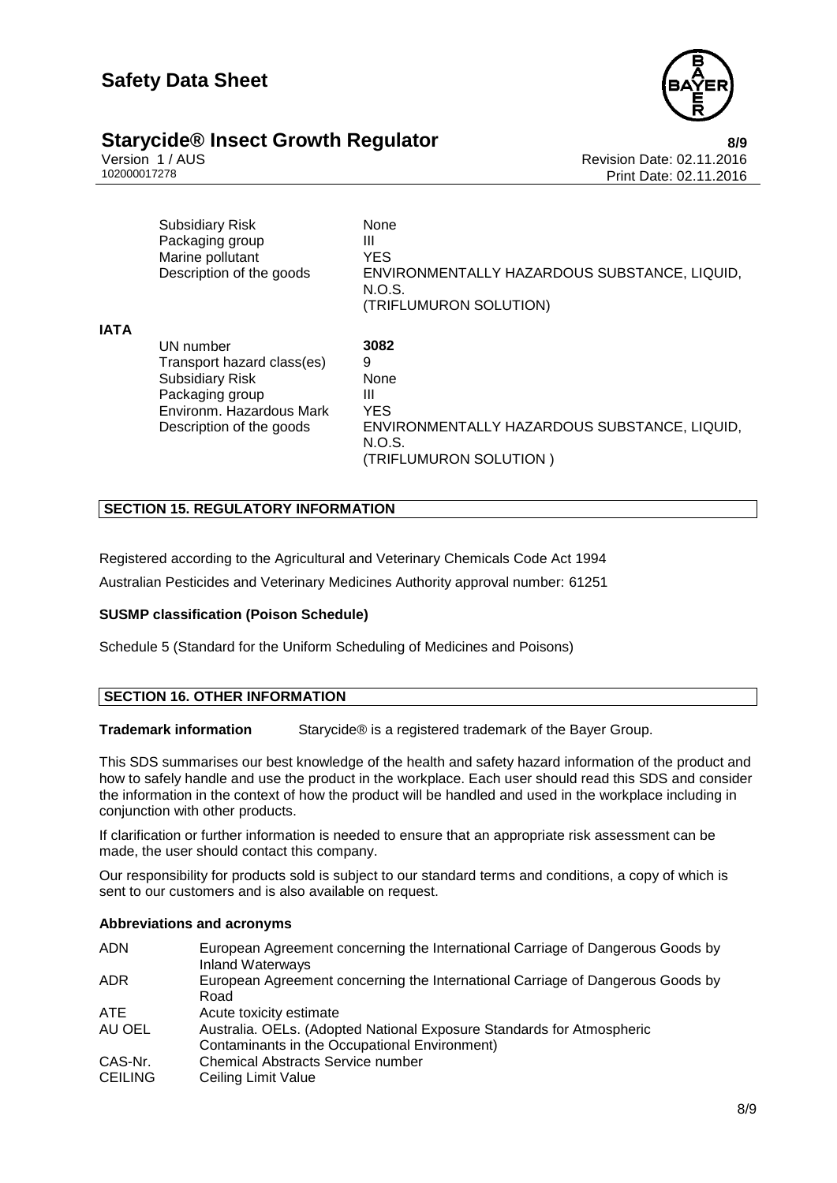| | |
|---|---|
| Subsidiary Risk | None |
| Packaging group | III |
| Marine pollutant | YES |
| Description of the goods | ENVIRONMENTALLY HAZARDOUS SUBSTANCE, LIQUID, N.O.S. (TRIFLUMURON SOLUTION) |

**IATA**

| | |
|---|---|
| UN number | **3082** |
| Transport hazard class(es) | 9 |
| Subsidiary Risk | None |
| Packaging group | III |
| Environm. Hazardous Mark | YES |
| Description of the goods | ENVIRONMENTALLY HAZARDOUS SUBSTANCE, LIQUID, N.O.S. (TRIFLUMURON SOLUTION ) |

## SECTION 15. REGULATORY INFORMATION

Registered according to the Agricultural and Veterinary Chemicals Code Act 1994

Australian Pesticides and Veterinary Medicines Authority approval number: 61251

**SUSMP classification (Poison Schedule)**

Schedule 5 (Standard for the Uniform Scheduling of Medicines and Poisons)

## SECTION 16. OTHER INFORMATION

**Trademark information** Starycide® is a registered trademark of the Bayer Group.

This SDS summarises our best knowledge of the health and safety hazard information of the product and how to safely handle and use the product in the workplace. Each user should read this SDS and consider the information in the context of how the product will be handled and used in the workplace including in conjunction with other products.

If clarification or further information is needed to ensure that an appropriate risk assessment can be made, the user should contact this company.

Our responsibility for products sold is subject to our standard terms and conditions, a copy of which is sent to our customers and is also available on request.

**Abbreviations and acronyms**

| | |
|---|---|
| ADN | European Agreement concerning the International Carriage of Dangerous Goods by Inland Waterways |
| ADR | European Agreement concerning the International Carriage of Dangerous Goods by Road |
| ATE | Acute toxicity estimate |
| AU OEL | Australia. OELs. (Adopted National Exposure Standards for Atmospheric Contaminants in the Occupational Environment) |
| CAS-Nr. | Chemical Abstracts Service number |
| CEILING | Ceiling Limit Value |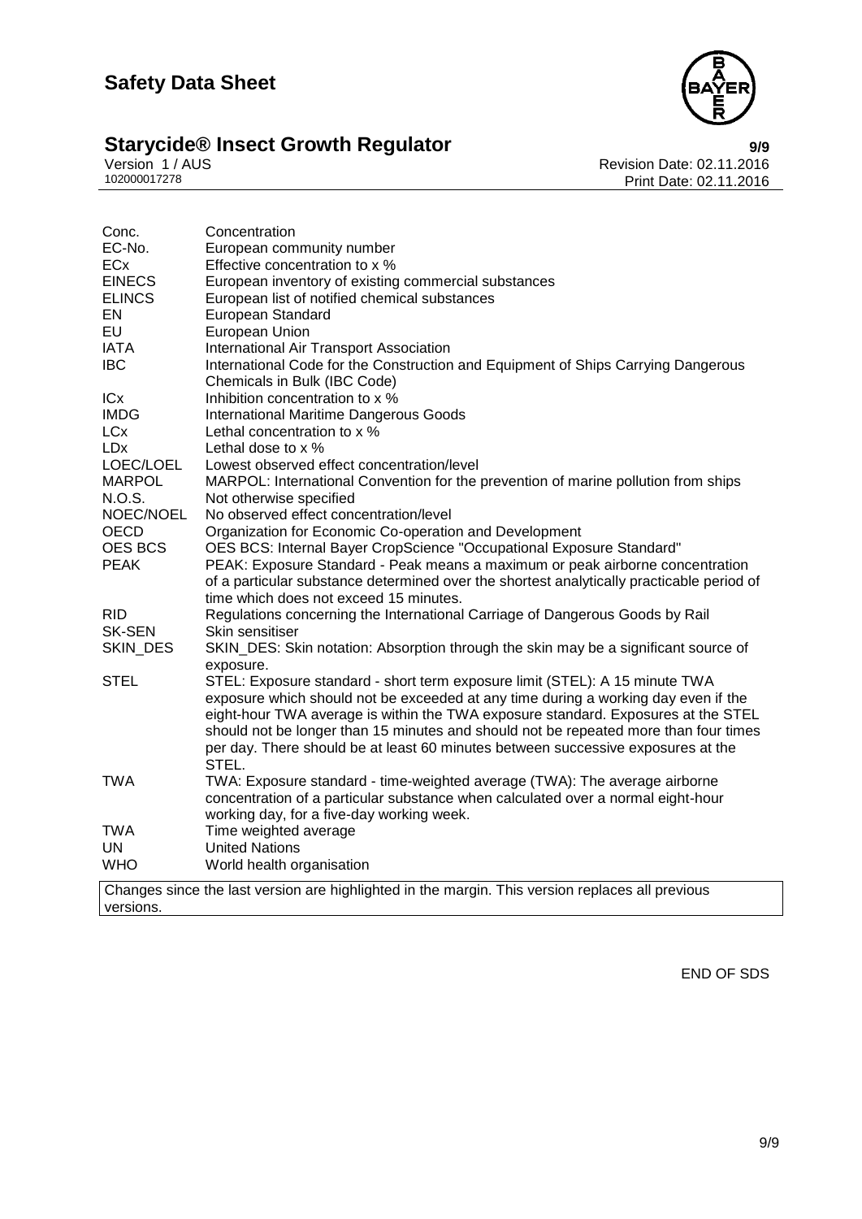| | |
|---|---|
| Conc. | Concentration |
| EC-No. | European community number |
| ECx | Effective concentration to x % |
| EINECS | European inventory of existing commercial substances |
| ELINCS | European list of notified chemical substances |
| EN | European Standard |
| EU | European Union |
| IATA | International Air Transport Association |
| IBC | International Code for the Construction and Equipment of Ships Carrying Dangerous Chemicals in Bulk (IBC Code) |
| ICx | Inhibition concentration to x % |
| IMDG | International Maritime Dangerous Goods |
| LCx | Lethal concentration to x % |
| LDx | Lethal dose to x % |
| LOEC/LOEL | Lowest observed effect concentration/level |
| MARPOL | MARPOL: International Convention for the prevention of marine pollution from ships |
| N.O.S. | Not otherwise specified |
| NOEC/NOEL | No observed effect concentration/level |
| OECD | Organization for Economic Co-operation and Development |
| OES BCS | OES BCS: Internal Bayer CropScience "Occupational Exposure Standard" |
| PEAK | PEAK: Exposure Standard - Peak means a maximum or peak airborne concentration of a particular substance determined over the shortest analytically practicable period of time which does not exceed 15 minutes. |
| RID | Regulations concerning the International Carriage of Dangerous Goods by Rail |
| SK-SEN | Skin sensitiser |
| SKIN_DES | SKIN_DES: Skin notation: Absorption through the skin may be a significant source of exposure. |
| STEL | STEL: Exposure standard - short term exposure limit (STEL): A 15 minute TWA exposure which should not be exceeded at any time during a working day even if the eight-hour TWA average is within the TWA exposure standard. Exposures at the STEL should not be longer than 15 minutes and should not be repeated more than four times per day. There should be at least 60 minutes between successive exposures at the STEL. |
| TWA | TWA: Exposure standard - time-weighted average (TWA): The average airborne concentration of a particular substance when calculated over a normal eight-hour working day, for a five-day working week. |
| TWA | Time weighted average |
| UN | United Nations |
| WHO | World health organisation |

Changes since the last version are highlighted in the margin. This version replaces all previous versions.

END OF SDS